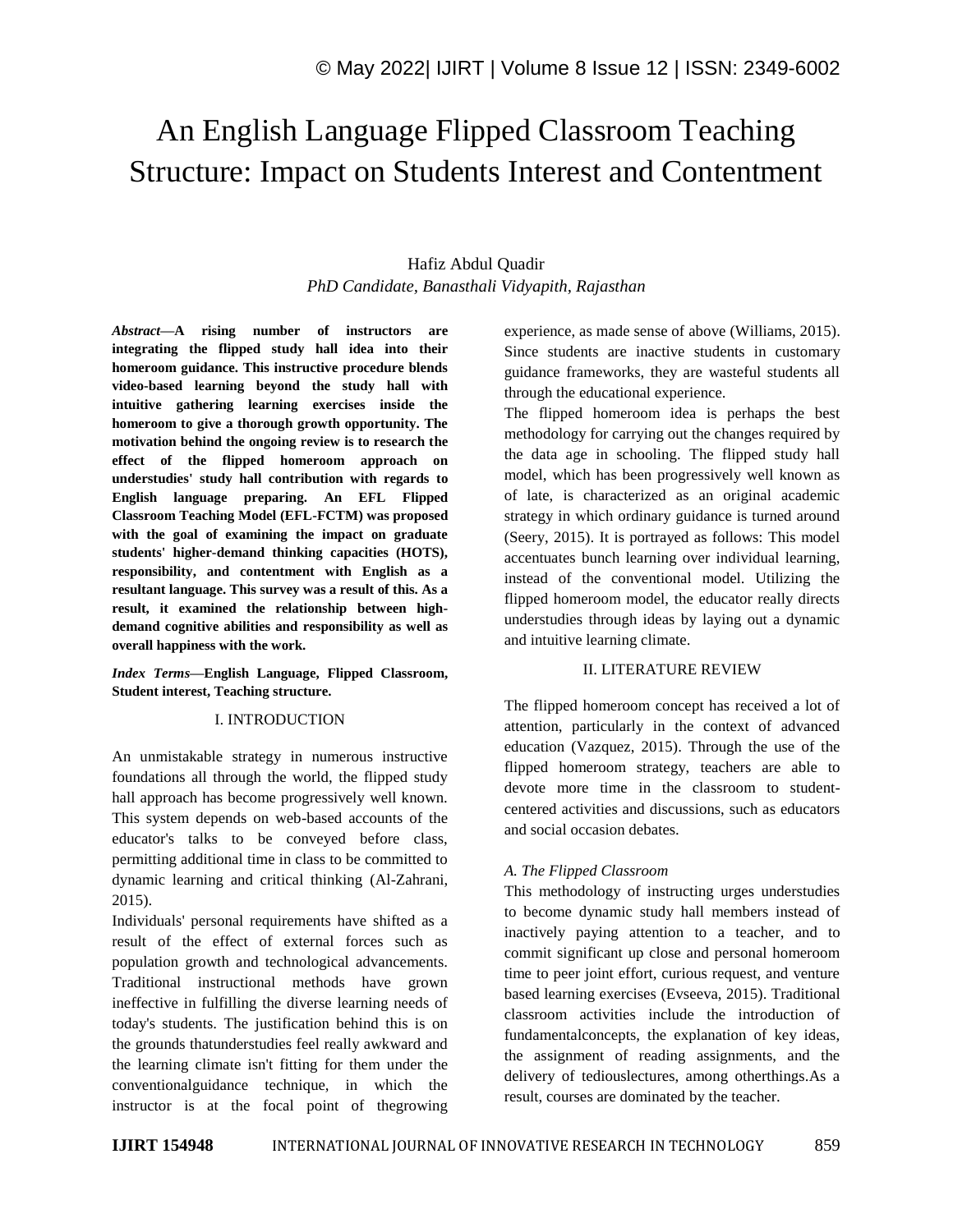# An English Language Flipped Classroom Teaching Structure: Impact on Students Interest and Contentment

Hafiz Abdul Quadir

*PhD Candidate, Banasthali Vidyapith, Rajasthan*

***Abstract*—A rising number of instructors are integrating the flipped study hall idea into their homeroom guidance. This instructive procedure blends video-based learning beyond the study hall with intuitive gathering learning exercises inside the homeroom to give a thorough growth opportunity. The motivation behind the ongoing review is to research the effect of the flipped homeroom approach on understudies' study hall contribution with regards to English language preparing. An EFL Flipped Classroom Teaching Model (EFL-FCTM) was proposed with the goal of examining the impact on graduate students' higher-demand thinking capacities (HOTS), responsibility, and contentment with English as a resultant language. This survey was a result of this. As a result, it examined the relationship between high-demand cognitive abilities and responsibility as well as overall happiness with the work.**

***Index Terms*—English Language, Flipped Classroom, Student interest, Teaching structure.**

## I. INTRODUCTION

An unmistakable strategy in numerous instructive foundations all through the world, the flipped study hall approach has become progressively well known. This system depends on web-based accounts of the educator's talks to be conveyed before class, permitting additional time in class to be committed to dynamic learning and critical thinking (Al-Zahrani, 2015).

Individuals' personal requirements have shifted as a result of the effect of external forces such as population growth and technological advancements. Traditional instructional methods have grown ineffective in fulfilling the diverse learning needs of today's students. The justification behind this is on the grounds thatunderstudies feel really awkward and the learning climate isn't fitting for them under the conventionalguidance technique, in which the instructor is at the focal point of thegrowing experience, as made sense of above (Williams, 2015). Since students are inactive students in customary guidance frameworks, they are wasteful students all through the educational experience.

The flipped homeroom idea is perhaps the best methodology for carrying out the changes required by the data age in schooling. The flipped study hall model, which has been progressively well known as of late, is characterized as an original academic strategy in which ordinary guidance is turned around (Seery, 2015). It is portrayed as follows: This model accentuates bunch learning over individual learning, instead of the conventional model. Utilizing the flipped homeroom model, the educator really directs understudies through ideas by laying out a dynamic and intuitive learning climate.

## II. LITERATURE REVIEW

The flipped homeroom concept has received a lot of attention, particularly in the context of advanced education (Vazquez, 2015). Through the use of the flipped homeroom strategy, teachers are able to devote more time in the classroom to student-centered activities and discussions, such as educators and social occasion debates.

### *A. The Flipped Classroom*

This methodology of instructing urges understudies to become dynamic study hall members instead of inactively paying attention to a teacher, and to commit significant up close and personal homeroom time to peer joint effort, curious request, and venture based learning exercises (Evseeva, 2015). Traditional classroom activities include the introduction of fundamentalconcepts, the explanation of key ideas, the assignment of reading assignments, and the delivery of tediouslectures, among otherthings.As a result, courses are dominated by the teacher.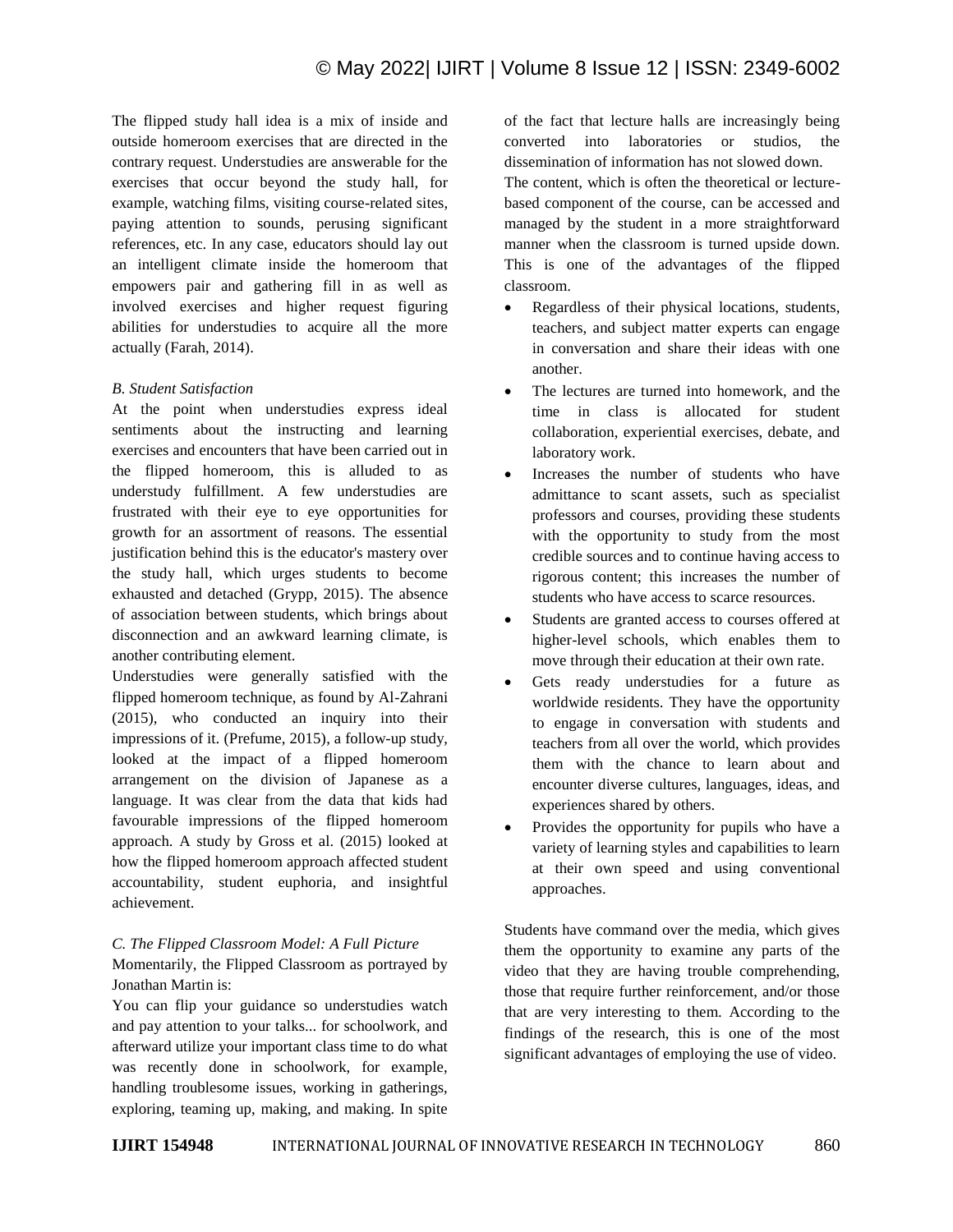The flipped study hall idea is a mix of inside and outside homeroom exercises that are directed in the contrary request. Understudies are answerable for the exercises that occur beyond the study hall, for example, watching films, visiting course-related sites, paying attention to sounds, perusing significant references, etc. In any case, educators should lay out an intelligent climate inside the homeroom that empowers pair and gathering fill in as well as involved exercises and higher request figuring abilities for understudies to acquire all the more actually (Farah, 2014).

*B. Student Satisfaction*

At the point when understudies express ideal sentiments about the instructing and learning exercises and encounters that have been carried out in the flipped homeroom, this is alluded to as understudy fulfillment. A few understudies are frustrated with their eye to eye opportunities for growth for an assortment of reasons. The essential justification behind this is the educator's mastery over the study hall, which urges students to become exhausted and detached (Grypp, 2015). The absence of association between students, which brings about disconnection and an awkward learning climate, is another contributing element.

Understudies were generally satisfied with the flipped homeroom technique, as found by Al-Zahrani (2015), who conducted an inquiry into their impressions of it. (Prefume, 2015), a follow-up study, looked at the impact of a flipped homeroom arrangement on the division of Japanese as a language. It was clear from the data that kids had favourable impressions of the flipped homeroom approach. A study by Gross et al. (2015) looked at how the flipped homeroom approach affected student accountability, student euphoria, and insightful achievement.

*C. The Flipped Classroom Model: A Full Picture*

Momentarily, the Flipped Classroom as portrayed by Jonathan Martin is:

You can flip your guidance so understudies watch and pay attention to your talks... for schoolwork, and afterward utilize your important class time to do what was recently done in schoolwork, for example, handling troublesome issues, working in gatherings, exploring, teaming up, making, and making. In spite of the fact that lecture halls are increasingly being converted into laboratories or studios, the dissemination of information has not slowed down.

The content, which is often the theoretical or lecture-based component of the course, can be accessed and managed by the student in a more straightforward manner when the classroom is turned upside down. This is one of the advantages of the flipped classroom.

- Regardless of their physical locations, students, teachers, and subject matter experts can engage in conversation and share their ideas with one another.
- The lectures are turned into homework, and the time in class is allocated for student collaboration, experiential exercises, debate, and laboratory work.
- Increases the number of students who have admittance to scant assets, such as specialist professors and courses, providing these students with the opportunity to study from the most credible sources and to continue having access to rigorous content; this increases the number of students who have access to scarce resources.
- Students are granted access to courses offered at higher-level schools, which enables them to move through their education at their own rate.
- Gets ready understudies for a future as worldwide residents. They have the opportunity to engage in conversation with students and teachers from all over the world, which provides them with the chance to learn about and encounter diverse cultures, languages, ideas, and experiences shared by others.
- Provides the opportunity for pupils who have a variety of learning styles and capabilities to learn at their own speed and using conventional approaches.

Students have command over the media, which gives them the opportunity to examine any parts of the video that they are having trouble comprehending, those that require further reinforcement, and/or those that are very interesting to them. According to the findings of the research, this is one of the most significant advantages of employing the use of video.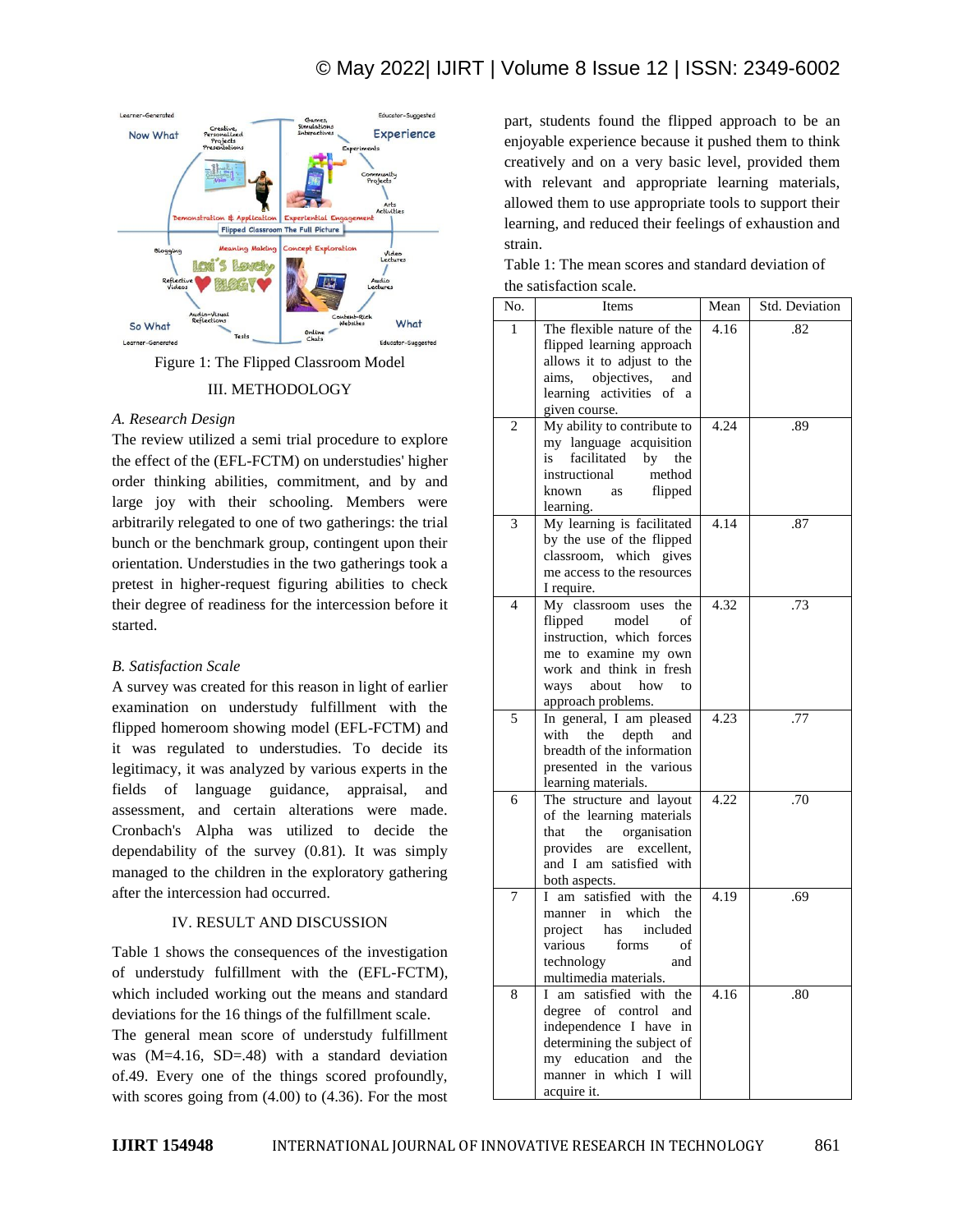Figure 1: The Flipped Classroom Model

## III. METHODOLOGY

### *A. Research Design*

The review utilized a semi trial procedure to explore the effect of the (EFL-FCTM) on understudies' higher order thinking abilities, commitment, and by and large joy with their schooling. Members were arbitrarily relegated to one of two gatherings: the trial bunch or the benchmark group, contingent upon their orientation. Understudies in the two gatherings took a pretest in higher-request figuring abilities to check their degree of readiness for the intercession before it started.

### *B. Satisfaction Scale*

A survey was created for this reason in light of earlier examination on understudy fulfillment with the flipped homeroom showing model (EFL-FCTM) and it was regulated to understudies. To decide its legitimacy, it was analyzed by various experts in the fields of language guidance, appraisal, and assessment, and certain alterations were made. Cronbach's Alpha was utilized to decide the dependability of the survey (0.81). It was simply managed to the children in the exploratory gathering after the intercession had occurred.

## IV. RESULT AND DISCUSSION

Table 1 shows the consequences of the investigation of understudy fulfillment with the (EFL-FCTM), which included working out the means and standard deviations for the 16 things of the fulfillment scale.

The general mean score of understudy fulfillment was (M=4.16, SD=.48) with a standard deviation of.49. Every one of the things scored profoundly, with scores going from (4.00) to (4.36). For the most part, students found the flipped approach to be an enjoyable experience because it pushed them to think creatively and on a very basic level, provided them with relevant and appropriate learning materials, allowed them to use appropriate tools to support their learning, and reduced their feelings of exhaustion and strain.

Table 1: The mean scores and standard deviation of the satisfaction scale.

| No. | Items | Mean | Std. Deviation |
|---|---|---|---|
| 1 | The flexible nature of the flipped learning approach allows it to adjust to the aims, objectives, and learning activities of a given course. | 4.16 | .82 |
| 2 | My ability to contribute to my language acquisition is facilitated by the instructional method known as flipped learning. | 4.24 | .89 |
| 3 | My learning is facilitated by the use of the flipped classroom, which gives me access to the resources I require. | 4.14 | .87 |
| 4 | My classroom uses the flipped model of instruction, which forces me to examine my own work and think in fresh ways about how to approach problems. | 4.32 | .73 |
| 5 | In general, I am pleased with the depth and breadth of the information presented in the various learning materials. | 4.23 | .77 |
| 6 | The structure and layout of the learning materials that the organisation provides are excellent, and I am satisfied with both aspects. | 4.22 | .70 |
| 7 | I am satisfied with the manner in which the project has included various forms of technology and multimedia materials. | 4.19 | .69 |
| 8 | I am satisfied with the degree of control and independence I have in determining the subject of my education and the manner in which I will acquire it. | 4.16 | .80 |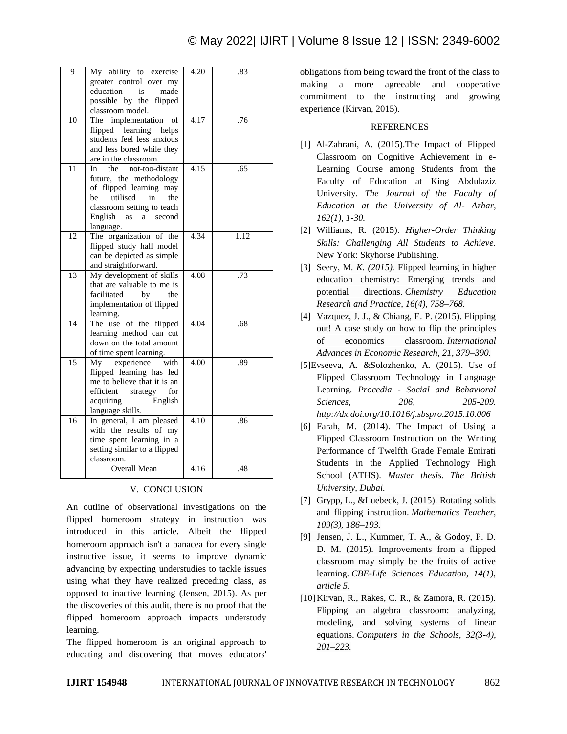| | | | |
|---|---|---|---|
| 9 | My ability to exercise greater control over my education is made possible by the flipped classroom model. | 4.20 | .83 |
| 10 | The implementation of flipped learning helps students feel less anxious and less bored while they are in the classroom. | 4.17 | .76 |
| 11 | In the not-too-distant future, the methodology of flipped learning may be utilised in the classroom setting to teach English as a second language. | 4.15 | .65 |
| 12 | The organization of the flipped study hall model can be depicted as simple and straightforward. | 4.34 | 1.12 |
| 13 | My development of skills that are valuable to me is facilitated by the implementation of flipped learning. | 4.08 | .73 |
| 14 | The use of the flipped learning method can cut down on the total amount of time spent learning. | 4.04 | .68 |
| 15 | My experience with flipped learning has led me to believe that it is an efficient strategy for acquiring English language skills. | 4.00 | .89 |
| 16 | In general, I am pleased with the results of my time spent learning in a setting similar to a flipped classroom. | 4.10 | .86 |
| | Overall Mean | 4.16 | .48 |

## V. CONCLUSION

An outline of observational investigations on the flipped homeroom strategy in instruction was introduced in this article. Albeit the flipped homeroom approach isn't a panacea for every single instructive issue, it seems to improve dynamic advancing by expecting understudies to tackle issues using what they have realized preceding class, as opposed to inactive learning (Jensen, 2015). As per the discoveries of this audit, there is no proof that the flipped homeroom approach impacts understudy learning.

The flipped homeroom is an original approach to educating and discovering that moves educators' obligations from being toward the front of the class to making a more agreeable and cooperative commitment to the instructing and growing experience (Kirvan, 2015).

## REFERENCES

[1] Al-Zahrani, A. (2015).The Impact of Flipped Classroom on Cognitive Achievement in e-Learning Course among Students from the Faculty of Education at King Abdulaziz University. *The Journal of the Faculty of Education at the University of Al- Azhar, 162(1), 1-30.*

[2] Williams, R. (2015). *Higher-Order Thinking Skills: Challenging All Students to Achieve.* New York: Skyhorse Publishing.

[3] Seery, M. *K. (2015).* Flipped learning in higher education chemistry: Emerging trends and potential directions. *Chemistry Education Research and Practice, 16(4), 758–768.*

[4] Vazquez, J. J., & Chiang, E. P. (2015). Flipping out! A case study on how to flip the principles of economics classroom. *International Advances in Economic Research, 21, 379–390.*

[5]Evseeva, A. &Solozhenko, A. (2015). Use of Flipped Classroom Technology in Language Learning. *Procedia - Social and Behavioral Sciences, 206, 205-209. http://dx.doi.org/10.1016/j.sbspro.2015.10.006*

[6] Farah, M. (2014). The Impact of Using a Flipped Classroom Instruction on the Writing Performance of Twelfth Grade Female Emirati Students in the Applied Technology High School (ATHS). *Master thesis. The British University, Dubai.*

[7] Grypp, L., &Luebeck, J. (2015). Rotating solids and flipping instruction. *Mathematics Teacher, 109(3), 186–193.*

[9] Jensen, J. L., Kummer, T. A., & Godoy, P. D. D. M. (2015). Improvements from a flipped classroom may simply be the fruits of active learning. *CBE-Life Sciences Education, 14(1), article 5.*

[10] Kirvan, R., Rakes, C. R., & Zamora, R. (2015). Flipping an algebra classroom: analyzing, modeling, and solving systems of linear equations. *Computers in the Schools, 32(3-4), 201–223.*